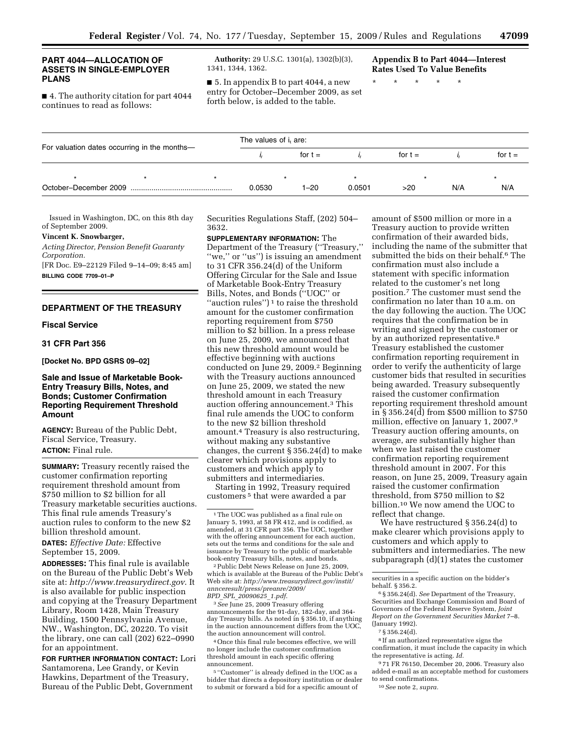## PART 4044—ALLOCATION OF ASSETS IN SINGLE-EMPLOYER PLANS

■ 4. The authority citation for part 4044 continues to read as follows:

**Authority:** 29 U.S.C. 1301(a), 1302(b)(3), 1341, 1344, 1362.

■ 5. In appendix B to part 4044, a new entry for October–December 2009, as set forth below, is added to the table.

### Appendix B to Part 4044—Interest Rates Used To Value Benefits

\* \* \* \* \*

| For valuation dates occurring in the months— | The values of $i_t$ are: | | | | | |
|---|---|---|---|---|---|---|
| | $i_t$ | for t = | $i_t$ | for t = | $i_t$ | for t = |
| \* \* \* | \* | \* | \* | \* | \* | \* |
| October–December 2009 | 0.0530 | 1–20 | 0.0501 | >20 | N/A | N/A |

Issued in Washington, DC, on this 8th day of September 2009.

**Vincent K. Snowbarger,**

*Acting Director, Pension Benefit Guaranty Corporation.*

[FR Doc. E9–22129 Filed 9–14–09; 8:45 am]

**BILLING CODE 7709–01–P**

## DEPARTMENT OF THE TREASURY

### Fiscal Service

### 31 CFR Part 356

### [Docket No. BPD GSRS 09–02]

### Sale and Issue of Marketable Book-Entry Treasury Bills, Notes, and Bonds; Customer Confirmation Reporting Requirement Threshold Amount

**AGENCY:** Bureau of the Public Debt, Fiscal Service, Treasury.

**ACTION:** Final rule.

**SUMMARY:** Treasury recently raised the customer confirmation reporting requirement threshold amount from $750 million to $2 billion for all Treasury marketable securities auctions. This final rule amends Treasury's auction rules to conform to the new $2 billion threshold amount.

**DATES:** *Effective Date:* Effective September 15, 2009.

**ADDRESSES:** This final rule is available on the Bureau of the Public Debt's Web site at: *http://www.treasurydirect.gov*. It is also available for public inspection and copying at the Treasury Department Library, Room 1428, Main Treasury Building, 1500 Pennsylvania Avenue, NW., Washington, DC, 20220. To visit the library, one can call (202) 622–0990 for an appointment.

**FOR FURTHER INFORMATION CONTACT:** Lori Santamorena, Lee Grandy, or Kevin Hawkins, Department of the Treasury, Bureau of the Public Debt, Government Securities Regulations Staff, (202) 504–3632.

**SUPPLEMENTARY INFORMATION:** The Department of the Treasury (''Treasury,'' ''we,'' or ''us'') is issuing an amendment to 31 CFR 356.24(d) of the Uniform Offering Circular for the Sale and Issue of Marketable Book-Entry Treasury Bills, Notes, and Bonds (''UOC'' or ''auction rules'') [1] to raise the threshold amount for the customer confirmation reporting requirement from $750 million to $2 billion. In a press release on June 25, 2009, we announced that this new threshold amount would be effective beginning with auctions conducted on June 29, 2009.[2] Beginning with the Treasury auctions announced on June 25, 2009, we stated the new threshold amount in each Treasury auction offering announcement.[3] This final rule amends the UOC to conform to the new $2 billion threshold amount.[4] Treasury is also restructuring, without making any substantive changes, the current § 356.24(d) to make clearer which provisions apply to customers and which apply to submitters and intermediaries.

Starting in 1992, Treasury required customers [5] that were awarded a par amount of $500 million or more in a Treasury auction to provide written confirmation of their awarded bids, including the name of the submitter that submitted the bids on their behalf.[6] The confirmation must also include a statement with specific information related to the customer's net long position.[7] The customer must send the confirmation no later than 10 a.m. on the day following the auction. The UOC requires that the confirmation be in writing and signed by the customer or by an authorized representative.[8] Treasury established the customer confirmation reporting requirement in order to verify the authenticity of large customer bids that resulted in securities being awarded. Treasury subsequently raised the customer confirmation reporting requirement threshold amount in § 356.24(d) from $500 million to $750 million, effective on January 1, 2007.[9] Treasury auction offering amounts, on average, are substantially higher than when we last raised the customer confirmation reporting requirement threshold amount in 2007. For this reason, on June 25, 2009, Treasury again raised the customer confirmation threshold, from $750 million to $2 billion.[10] We now amend the UOC to reflect that change.

We have restructured § 356.24(d) to make clearer which provisions apply to customers and which apply to submitters and intermediaries. The new subparagraph (d)(1) states the customer

---

[1] The UOC was published as a final rule on January 5, 1993, at 58 FR 412, and is codified, as amended, at 31 CFR part 356. The UOC, together with the offering announcement for each auction, sets out the terms and conditions for the sale and issuance by Treasury to the public of marketable book-entry Treasury bills, notes, and bonds.

[2] Public Debt News Release on June 25, 2009, which is available at the Bureau of the Public Debt's Web site at: *http://www.treasurydirect.gov/instit/annceresult/press/preanre/2009/BPD_SPL_20090625_1.pdf*.

[3] *See* June 25, 2009 Treasury offering announcements for the 91-day, 182-day, and 364-day Treasury bills. As noted in § 356.10, if anything in the auction announcement differs from the UOC, the auction announcement will control.

[4] Once this final rule becomes effective, we will no longer include the customer confirmation threshold amount in each specific offering announcement.

[5] ''Customer'' is already defined in the UOC as a bidder that directs a depository institution or dealer to submit or forward a bid for a specific amount of securities in a specific auction on the bidder's behalf. § 356.2.

[6] § 356.24(d). *See* Department of the Treasury, Securities and Exchange Commission and Board of Governors of the Federal Reserve System, *Joint Report on the Government Securities Market* 7–8. (January 1992).

[7] § 356.24(d).

[8] If an authorized representative signs the confirmation, it must include the capacity in which the representative is acting. *Id.*

[9] 71 FR 76150, December 20, 2006. Treasury also added e-mail as an acceptable method for customers to send confirmations.

[10] *See* note 2, *supra*.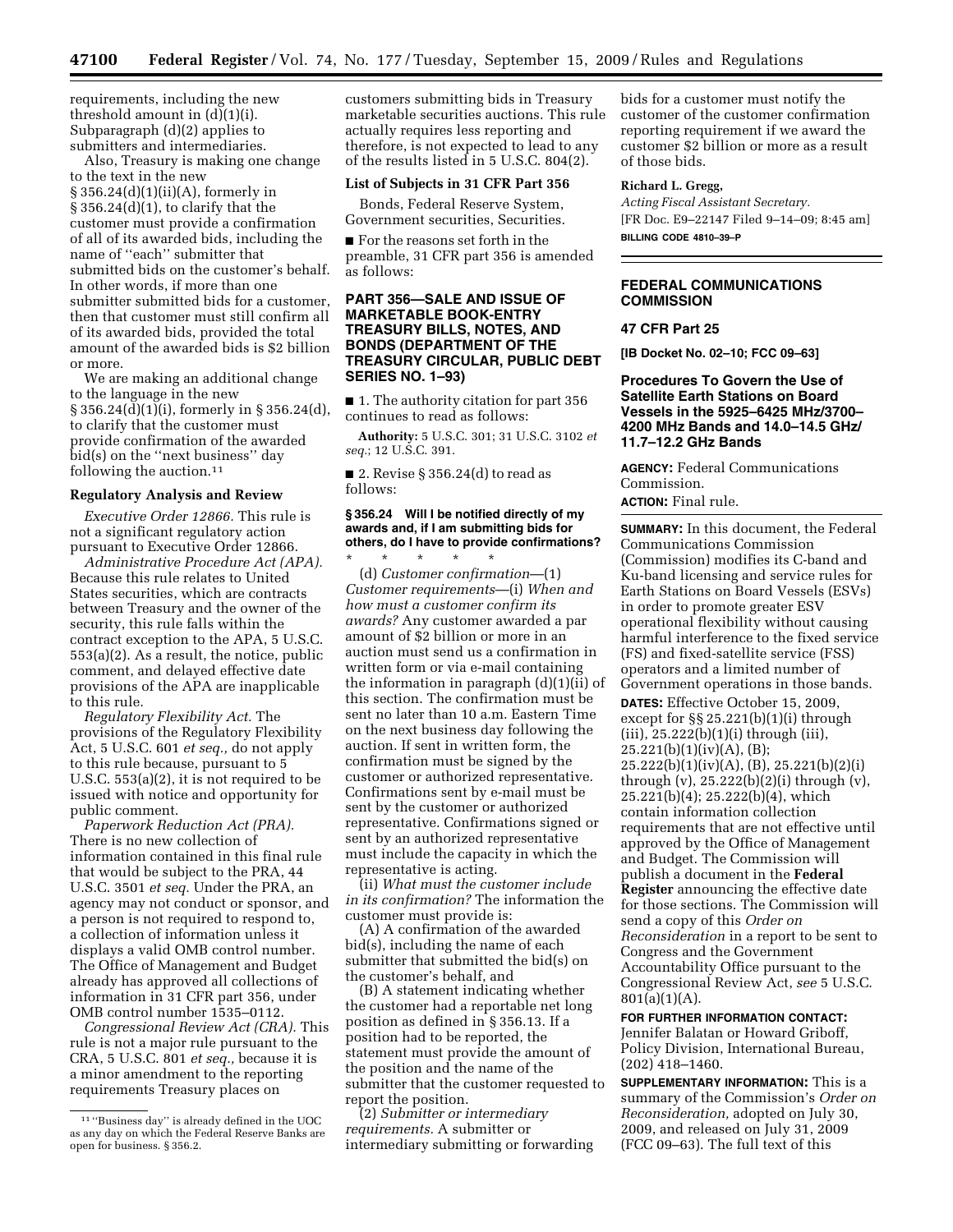requirements, including the new threshold amount in (d)(1)(i). Subparagraph (d)(2) applies to submitters and intermediaries.

Also, Treasury is making one change to the text in the new § 356.24(d)(1)(ii)(A), formerly in § 356.24(d)(1), to clarify that the customer must provide a confirmation of all of its awarded bids, including the name of ''each'' submitter that submitted bids on the customer's behalf. In other words, if more than one submitter submitted bids for a customer, then that customer must still confirm all of its awarded bids, provided the total amount of the awarded bids is $2 billion or more.

We are making an additional change to the language in the new § 356.24(d)(1)(i), formerly in § 356.24(d), to clarify that the customer must provide confirmation of the awarded bid(s) on the ''next business'' day following the auction.[11]

**Regulatory Analysis and Review**

*Executive Order 12866.* This rule is not a significant regulatory action pursuant to Executive Order 12866.

*Administrative Procedure Act (APA).* Because this rule relates to United States securities, which are contracts between Treasury and the owner of the security, this rule falls within the contract exception to the APA, 5 U.S.C. 553(a)(2). As a result, the notice, public comment, and delayed effective date provisions of the APA are inapplicable to this rule.

*Regulatory Flexibility Act.* The provisions of the Regulatory Flexibility Act, 5 U.S.C. 601 *et seq.,* do not apply to this rule because, pursuant to 5 U.S.C. 553(a)(2), it is not required to be issued with notice and opportunity for public comment.

*Paperwork Reduction Act (PRA).* There is no new collection of information contained in this final rule that would be subject to the PRA, 44 U.S.C. 3501 *et seq.* Under the PRA, an agency may not conduct or sponsor, and a person is not required to respond to, a collection of information unless it displays a valid OMB control number. The Office of Management and Budget already has approved all collections of information in 31 CFR part 356, under OMB control number 1535–0112.

*Congressional Review Act (CRA).* This rule is not a major rule pursuant to the CRA, 5 U.S.C. 801 *et seq.,* because it is a minor amendment to the reporting requirements Treasury places on customers submitting bids in Treasury marketable securities auctions. This rule actually requires less reporting and therefore, is not expected to lead to any of the results listed in 5 U.S.C. 804(2).

[11] ''Business day'' is already defined in the UOC as any day on which the Federal Reserve Banks are open for business. § 356.2.

**List of Subjects in 31 CFR Part 356**

Bonds, Federal Reserve System, Government securities, Securities.

■ For the reasons set forth in the preamble, 31 CFR part 356 is amended as follows:

**PART 356—SALE AND ISSUE OF MARKETABLE BOOK-ENTRY TREASURY BILLS, NOTES, AND BONDS (DEPARTMENT OF THE TREASURY CIRCULAR, PUBLIC DEBT SERIES NO. 1–93)**

■ 1. The authority citation for part 356 continues to read as follows:

**Authority:** 5 U.S.C. 301; 31 U.S.C. 3102 *et seq.*; 12 U.S.C. 391.

■ 2. Revise § 356.24(d) to read as follows:

**§ 356.24 Will I be notified directly of my awards and, if I am submitting bids for others, do I have to provide confirmations?**

\* \* \* \* \*

(d) *Customer confirmation*—(1) *Customer requirements*—(i) *When and how must a customer confirm its awards?* Any customer awarded a par amount of $2 billion or more in an auction must send us a confirmation in written form or via e-mail containing the information in paragraph (d)(1)(ii) of this section. The confirmation must be sent no later than 10 a.m. Eastern Time on the next business day following the auction. If sent in written form, the confirmation must be signed by the customer or authorized representative. Confirmations sent by e-mail must be sent by the customer or authorized representative. Confirmations signed or sent by an authorized representative must include the capacity in which the representative is acting.

(ii) *What must the customer include in its confirmation?* The information the customer must provide is:

(A) A confirmation of the awarded bid(s), including the name of each submitter that submitted the bid(s) on the customer's behalf, and

(B) A statement indicating whether the customer had a reportable net long position as defined in § 356.13. If a position had to be reported, the statement must provide the amount of the position and the name of the submitter that the customer requested to report the position.

(2) *Submitter or intermediary requirements.* A submitter or intermediary submitting or forwarding bids for a customer must notify the customer of the customer confirmation reporting requirement if we award the customer $2 billion or more as a result of those bids.

**Richard L. Gregg,**

*Acting Fiscal Assistant Secretary.*

[FR Doc. E9–22147 Filed 9–14–09; 8:45 am]

**BILLING CODE 4810–39–P**

---

**FEDERAL COMMUNICATIONS COMMISSION**

**47 CFR Part 25**

**[IB Docket No. 02–10; FCC 09–63]**

**Procedures To Govern the Use of Satellite Earth Stations on Board Vessels in the 5925–6425 MHz/3700–4200 MHz Bands and 14.0–14.5 GHz/11.7–12.2 GHz Bands**

**AGENCY:** Federal Communications Commission.

**ACTION:** Final rule.

**SUMMARY:** In this document, the Federal Communications Commission (Commission) modifies its C-band and Ku-band licensing and service rules for Earth Stations on Board Vessels (ESVs) in order to promote greater ESV operational flexibility without causing harmful interference to the fixed service (FS) and fixed-satellite service (FSS) operators and a limited number of Government operations in those bands.

**DATES:** Effective October 15, 2009, except for §§ 25.221(b)(1)(i) through (iii), 25.222(b)(1)(i) through (iii), 25.221(b)(1)(iv)(A), (B); 25.222(b)(1)(iv)(A), (B), 25.221(b)(2)(i) through (v), 25.222(b)(2)(i) through (v), 25.221(b)(4); 25.222(b)(4), which contain information collection requirements that are not effective until approved by the Office of Management and Budget. The Commission will publish a document in the **Federal Register** announcing the effective date for those sections. The Commission will send a copy of this *Order on Reconsideration* in a report to be sent to Congress and the Government Accountability Office pursuant to the Congressional Review Act, *see* 5 U.S.C. 801(a)(1)(A).

**FOR FURTHER INFORMATION CONTACT:** Jennifer Balatan or Howard Griboff, Policy Division, International Bureau, (202) 418–1460.

**SUPPLEMENTARY INFORMATION:** This is a summary of the Commission's *Order on Reconsideration,* adopted on July 30, 2009, and released on July 31, 2009 (FCC 09–63). The full text of this